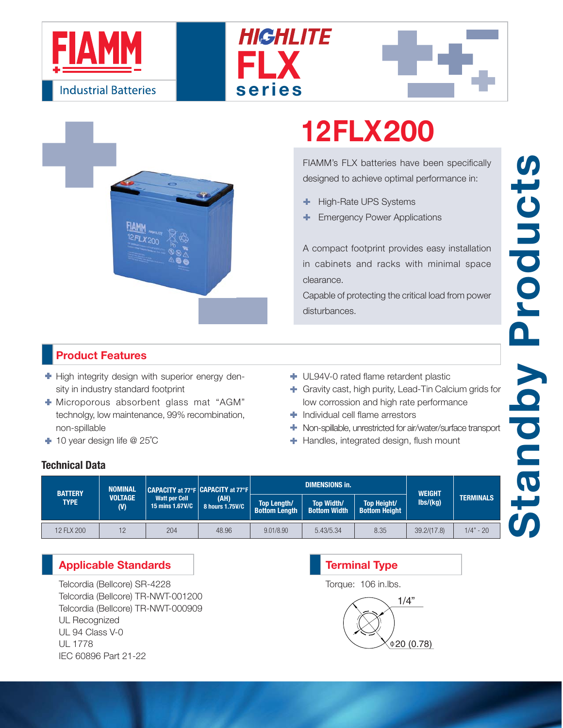FIAMM

Industrial Batteries

HIGHLITE FLX series

# 12FLX200

FIAMM's FLX batteries have been specifically designed to achieve optimal performance in:

- High-Rate UPS Systems
- Emergency Power Applications

A compact footprint provides easy installation in cabinets and racks with minimal space clearance.

Capable of protecting the critical load from power disturbances.

Standby Products

## Product Features

- High integrity design with superior energy density in industry standard footprint
- Microporous absorbent glass mat "AGM" technolgy, low maintenance, 99% recombination, non-spillable
- 10 year design life @ 25˚C
- UL94V-0 rated flame retardent plastic
- Gravity cast, high purity, Lead-Tin Calcium grids for low corrossion and high rate performance
- Individual cell flame arrestors
- Non-spillable, unrestricted for air/water/surface transport
- Handles, integrated design, flush mount

## Technical Data

| BATTERY TYPE | NOMINAL VOLTAGE (V) | CAPACITY at 77°F Watt per Cell 15 mins 1.67V/C | CAPACITY at 77°F (AH) 8 hours 1.75V/C | DIMENSIONS in. | | | WEIGHT lbs/(kg) | TERMINALS |
|---|---|---|---|---|---|---|---|---|
| | | | | Top Length/ Bottom Length | Top Width/ Bottom Width | Top Height/ Bottom Height | | |
| 12 FLX 200 | 12 | 204 | 48.96 | 9.01/8.90 | 5.43/5.34 | 8.35 | 39.2/(17.8) | 1/4" - 20 |

## Applicable Standards

Telcordia (Bellcore) SR-4228
Telcordia (Bellcore) TR-NWT-001200
Telcordia (Bellcore) TR-NWT-000909
UL Recognized
UL 94 Class V-0
UL 1778
IEC 60896 Part 21-22

## Terminal Type

Torque: 106 in.lbs.

1/4"

ϕ20 (0.78)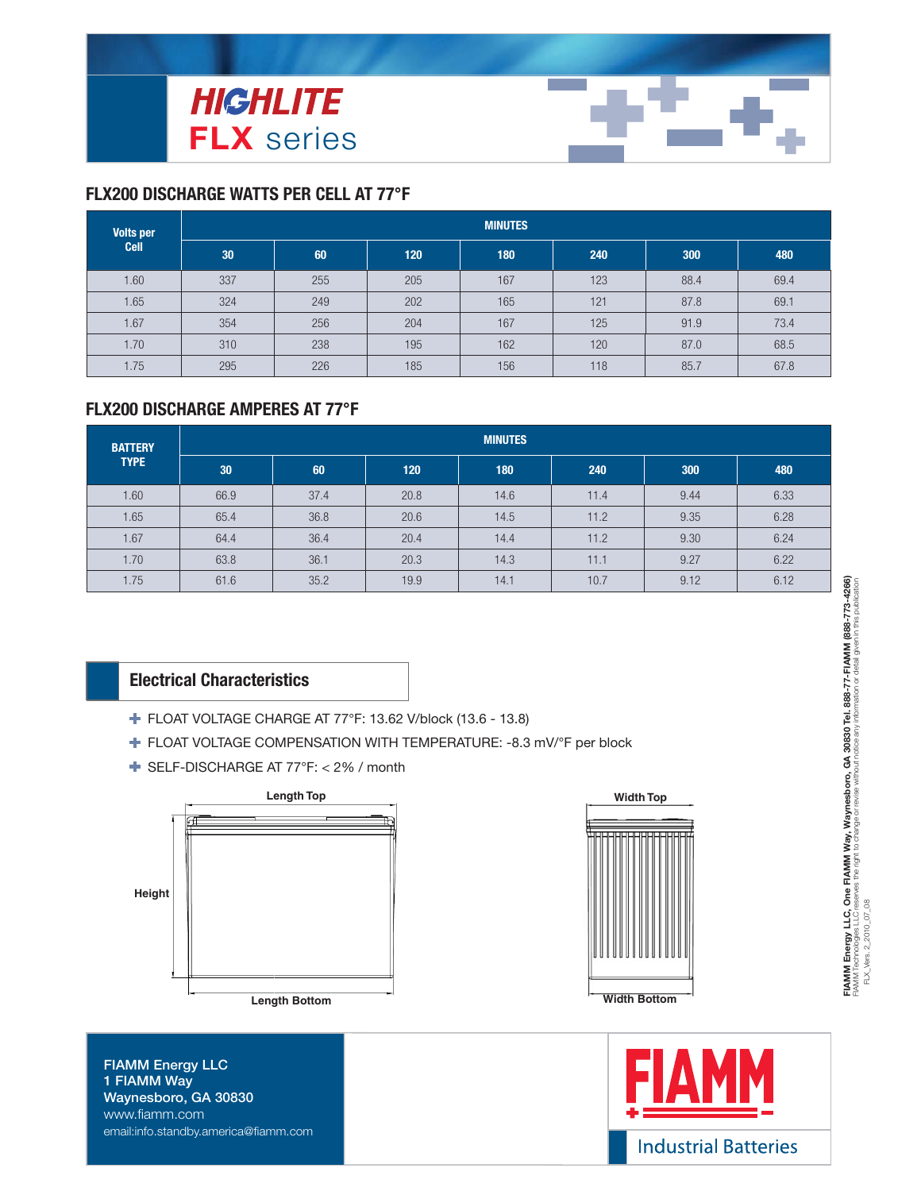# HIGHLITE FLX series

## FLX200 DISCHARGE WATTS PER CELL AT 77°F

| Volts per Cell | MINUTES | | | | | | |
|---|---|---|---|---|---|---|---|
| | 30 | 60 | 120 | 180 | 240 | 300 | 480 |
| 1.60 | 337 | 255 | 205 | 167 | 123 | 88.4 | 69.4 |
| 1.65 | 324 | 249 | 202 | 165 | 121 | 87.8 | 69.1 |
| 1.67 | 354 | 256 | 204 | 167 | 125 | 91.9 | 73.4 |
| 1.70 | 310 | 238 | 195 | 162 | 120 | 87.0 | 68.5 |
| 1.75 | 295 | 226 | 185 | 156 | 118 | 85.7 | 67.8 |

## FLX200 DISCHARGE AMPERES AT 77°F

| BATTERY TYPE | MINUTES | | | | | | |
|---|---|---|---|---|---|---|---|
| | 30 | 60 | 120 | 180 | 240 | 300 | 480 |
| 1.60 | 66.9 | 37.4 | 20.8 | 14.6 | 11.4 | 9.44 | 6.33 |
| 1.65 | 65.4 | 36.8 | 20.6 | 14.5 | 11.2 | 9.35 | 6.28 |
| 1.67 | 64.4 | 36.4 | 20.4 | 14.4 | 11.2 | 9.30 | 6.24 |
| 1.70 | 63.8 | 36.1 | 20.3 | 14.3 | 11.1 | 9.27 | 6.22 |
| 1.75 | 61.6 | 35.2 | 19.9 | 14.1 | 10.7 | 9.12 | 6.12 |

## Electrical Characteristics

- FLOAT VOLTAGE CHARGE AT 77°F: 13.62 V/block (13.6 - 13.8)
- FLOAT VOLTAGE COMPENSATION WITH TEMPERATURE: -8.3 mV/°F per block
- SELF-DISCHARGE AT 77°F: < 2% / month

Length Top

Height

Length Bottom

Width Top

Width Bottom

FIAMM Energy LLC, One FIAMM Way, Waynesboro, GA 30830 Tel. 888-77-FIAMM (888-773-4266)
FIAMM Technologies LLC reserves the right to change or revise without notice any information or detail given in this publication
FLX_Vers. 2_2010_07_08

FIAMM Energy LLC
1 FIAMM Way
Waynesboro, GA 30830
www.fiamm.com
email:info.standby.america@fiamm.com

FIAMM
Industrial Batteries